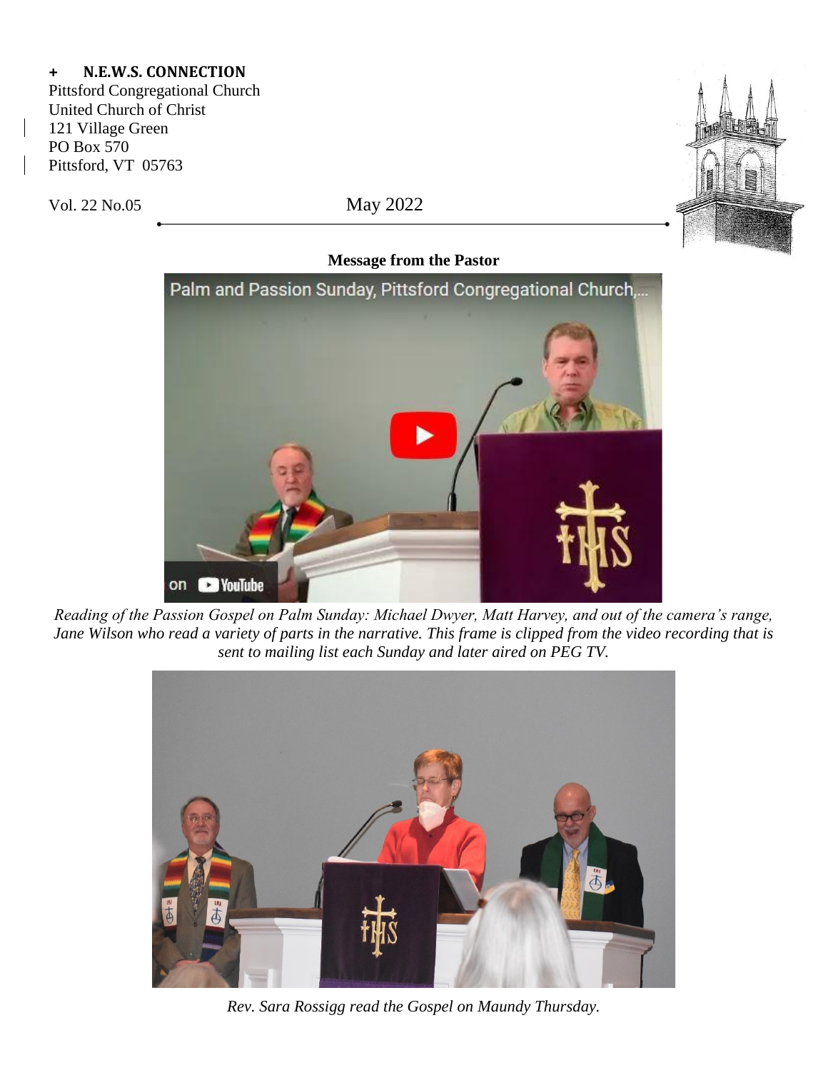**+ N.E.W.S. CONNECTION**
Pittsford Congregational Church
United Church of Christ
121 Village Green
PO Box 570
Pittsford, VT 05763

Vol. 22 No.05

May 2022

## Message from the Pastor

*Reading of the Passion Gospel on Palm Sunday: Michael Dwyer, Matt Harvey, and out of the camera's range, Jane Wilson who read a variety of parts in the narrative. This frame is clipped from the video recording that is sent to mailing list each Sunday and later aired on PEG TV.*

*Rev. Sara Rossigg read the Gospel on Maundy Thursday.*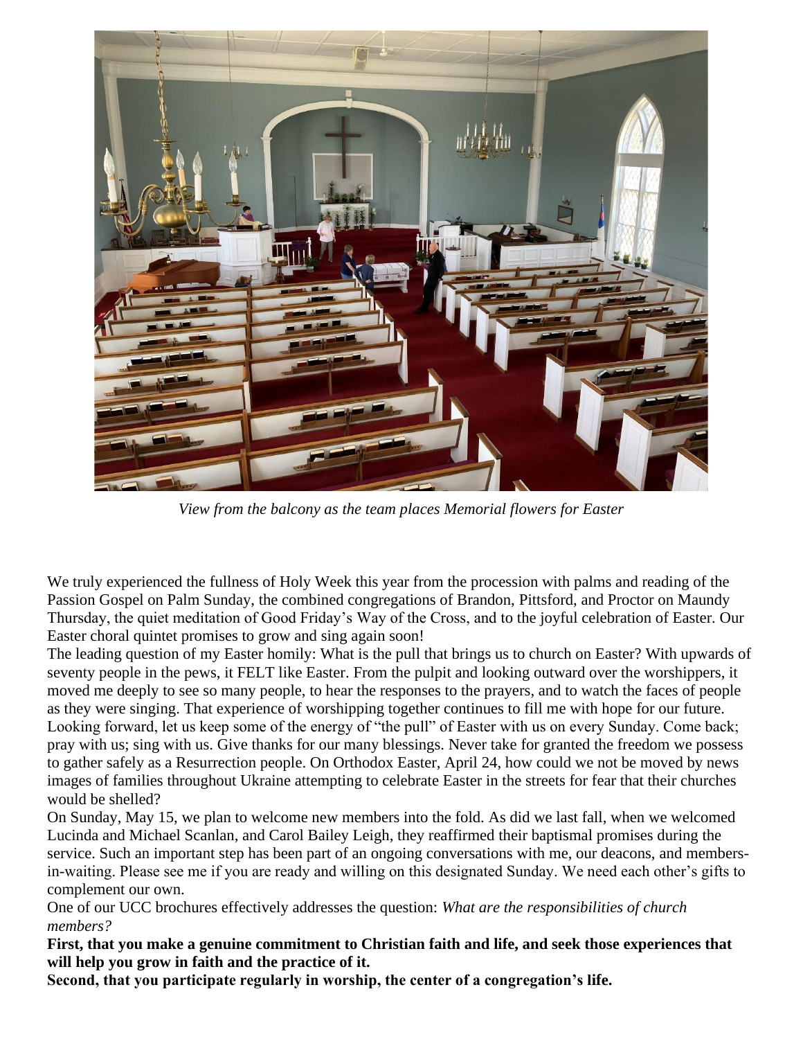*View from the balcony as the team places Memorial flowers for Easter*

We truly experienced the fullness of Holy Week this year from the procession with palms and reading of the Passion Gospel on Palm Sunday, the combined congregations of Brandon, Pittsford, and Proctor on Maundy Thursday, the quiet meditation of Good Friday's Way of the Cross, and to the joyful celebration of Easter. Our Easter choral quintet promises to grow and sing again soon!

The leading question of my Easter homily: What is the pull that brings us to church on Easter? With upwards of seventy people in the pews, it FELT like Easter. From the pulpit and looking outward over the worshippers, it moved me deeply to see so many people, to hear the responses to the prayers, and to watch the faces of people as they were singing. That experience of worshipping together continues to fill me with hope for our future. Looking forward, let us keep some of the energy of "the pull" of Easter with us on every Sunday. Come back; pray with us; sing with us. Give thanks for our many blessings. Never take for granted the freedom we possess to gather safely as a Resurrection people. On Orthodox Easter, April 24, how could we not be moved by news images of families throughout Ukraine attempting to celebrate Easter in the streets for fear that their churches would be shelled?

On Sunday, May 15, we plan to welcome new members into the fold. As did we last fall, when we welcomed Lucinda and Michael Scanlan, and Carol Bailey Leigh, they reaffirmed their baptismal promises during the service. Such an important step has been part of an ongoing conversations with me, our deacons, and members-in-waiting. Please see me if you are ready and willing on this designated Sunday. We need each other's gifts to complement our own.

One of our UCC brochures effectively addresses the question: *What are the responsibilities of church members?*

**First, that you make a genuine commitment to Christian faith and life, and seek those experiences that will help you grow in faith and the practice of it.**

**Second, that you participate regularly in worship, the center of a congregation's life.**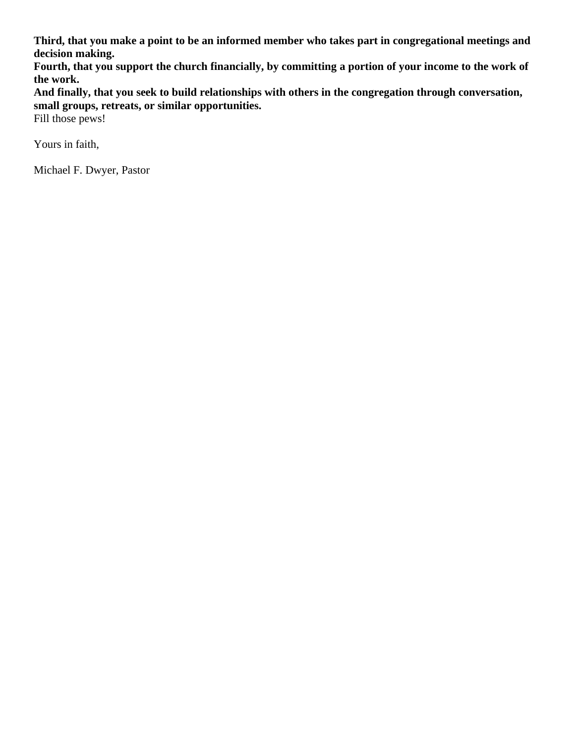**Third, that you make a point to be an informed member who takes part in congregational meetings and decision making.**
**Fourth, that you support the church financially, by committing a portion of your income to the work of the work.**
**And finally, that you seek to build relationships with others in the congregation through conversation, small groups, retreats, or similar opportunities.**
Fill those pews!

Yours in faith,

Michael F. Dwyer, Pastor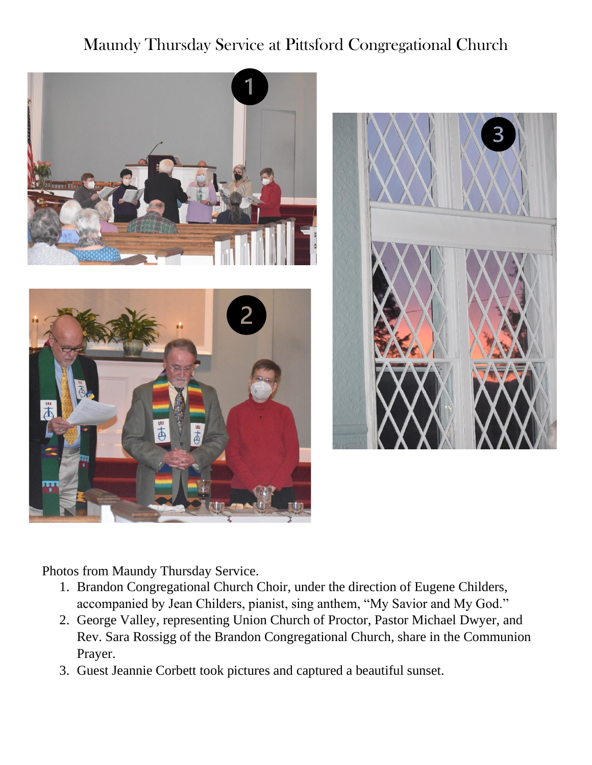# Maundy Thursday Service at Pittsford Congregational Church

Photos from Maundy Thursday Service.

1. Brandon Congregational Church Choir, under the direction of Eugene Childers, accompanied by Jean Childers, pianist, sing anthem, "My Savior and My God."
2. George Valley, representing Union Church of Proctor, Pastor Michael Dwyer, and Rev. Sara Rossigg of the Brandon Congregational Church, share in the Communion Prayer.
3. Guest Jeannie Corbett took pictures and captured a beautiful sunset.